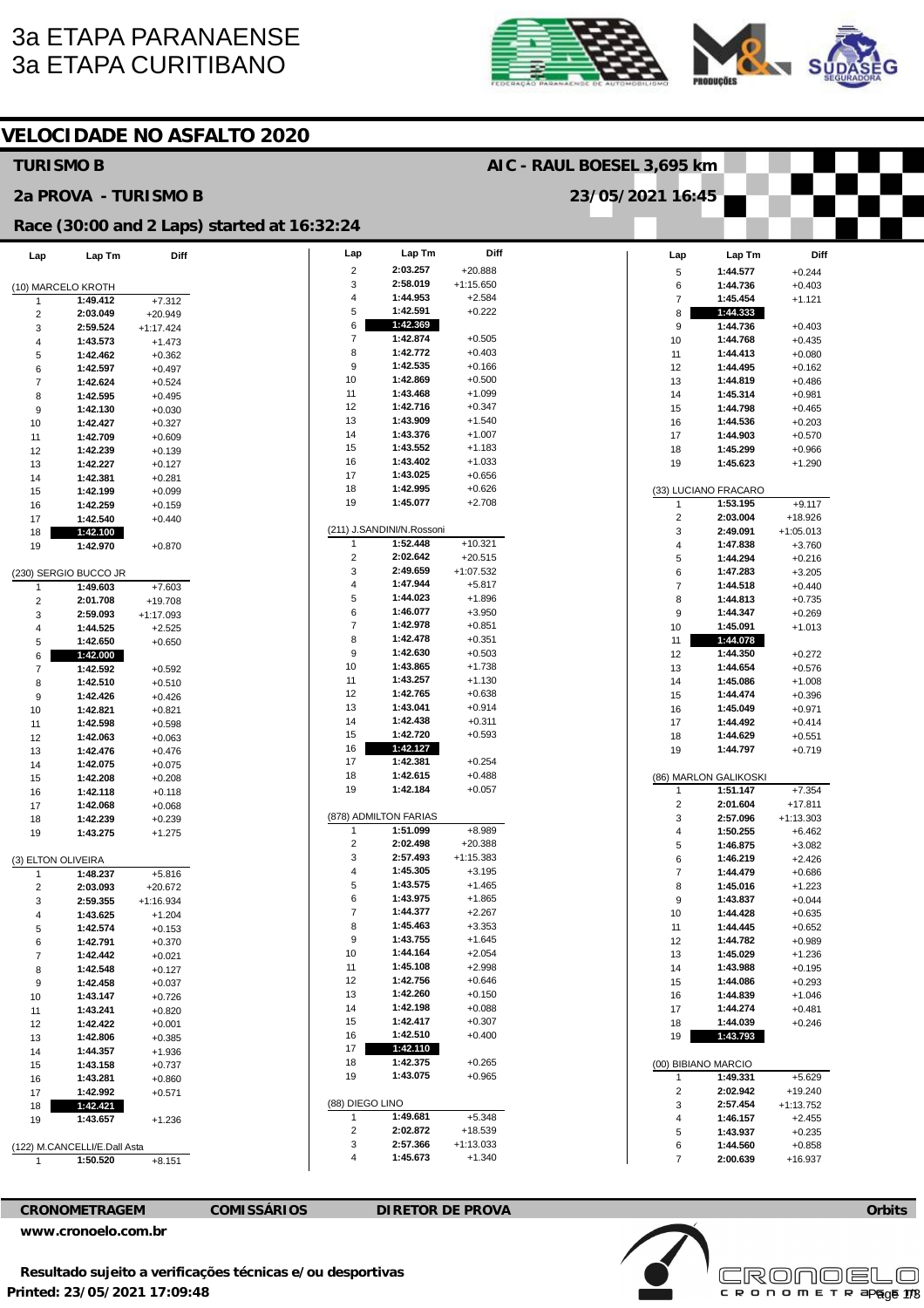# 3a ETAPA PARANAENSE
# 3a ETAPA CURITIBANO

## VELOCIDADE NO ASFALTO 2020

**TURISMO B** — **AIC - RAUL BOESEL 3,695 km**

**2a PROVA - TURISMO B** — **23/05/2021 16:45**

**Race (30:00 and 2 Laps) started at 16:32:24**

### (10) MARCELO KROTH

| Lap | Lap Tm | Diff |
|---|---|---|
| 1 | 1:49.412 | +7.312 |
| 2 | 2:03.049 | +20.949 |
| 3 | 2:59.524 | +1:17.424 |
| 4 | 1:43.573 | +1.473 |
| 5 | 1:42.462 | +0.362 |
| 6 | 1:42.597 | +0.497 |
| 7 | 1:42.624 | +0.524 |
| 8 | 1:42.595 | +0.495 |
| 9 | 1:42.130 | +0.030 |
| 10 | 1:42.427 | +0.327 |
| 11 | 1:42.709 | +0.609 |
| 12 | 1:42.239 | +0.139 |
| 13 | 1:42.227 | +0.127 |
| 14 | 1:42.381 | +0.281 |
| 15 | 1:42.199 | +0.099 |
| 16 | 1:42.259 | +0.159 |
| 17 | 1:42.540 | +0.440 |
| 18 | **1:42.100** | |
| 19 | 1:42.970 | +0.870 |

### (230) SERGIO BUCCO JR

| Lap | Lap Tm | Diff |
|---|---|---|
| 1 | 1:49.603 | +7.603 |
| 2 | 2:01.708 | +19.708 |
| 3 | 2:59.093 | +1:17.093 |
| 4 | 1:44.525 | +2.525 |
| 5 | 1:42.650 | +0.650 |
| 6 | **1:42.000** | |
| 7 | 1:42.592 | +0.592 |
| 8 | 1:42.510 | +0.510 |
| 9 | 1:42.426 | +0.426 |
| 10 | 1:42.821 | +0.821 |
| 11 | 1:42.598 | +0.598 |
| 12 | 1:42.063 | +0.063 |
| 13 | 1:42.476 | +0.476 |
| 14 | 1:42.075 | +0.075 |
| 15 | 1:42.208 | +0.208 |
| 16 | 1:42.118 | +0.118 |
| 17 | 1:42.068 | +0.068 |
| 18 | 1:42.239 | +0.239 |
| 19 | 1:43.275 | +1.275 |

### (3) ELTON OLIVEIRA

| Lap | Lap Tm | Diff |
|---|---|---|
| 1 | 1:48.237 | +5.816 |
| 2 | 2:03.093 | +20.672 |
| 3 | 2:59.355 | +1:16.934 |
| 4 | 1:43.625 | +1.204 |
| 5 | 1:42.574 | +0.153 |
| 6 | 1:42.791 | +0.370 |
| 7 | 1:42.442 | +0.021 |
| 8 | 1:42.548 | +0.127 |
| 9 | 1:42.458 | +0.037 |
| 10 | 1:43.147 | +0.726 |
| 11 | 1:43.241 | +0.820 |
| 12 | 1:42.422 | +0.001 |
| 13 | 1:42.806 | +0.385 |
| 14 | 1:44.357 | +1.936 |
| 15 | 1:43.158 | +0.737 |
| 16 | 1:43.281 | +0.860 |
| 17 | 1:42.992 | +0.571 |
| 18 | **1:42.421** | |
| 19 | 1:43.657 | +1.236 |

### (122) M.CANCELLI/E.Dall Asta

| Lap | Lap Tm | Diff |
|---|---|---|
| 1 | 1:50.520 | +8.151 |
| 2 | 2:03.257 | +20.888 |
| 3 | 2:58.019 | +1:15.650 |
| 4 | 1:44.953 | +2.584 |
| 5 | 1:42.591 | +0.222 |
| 6 | **1:42.369** | |
| 7 | 1:42.874 | +0.505 |
| 8 | 1:42.772 | +0.403 |
| 9 | 1:42.535 | +0.166 |
| 10 | 1:42.869 | +0.500 |
| 11 | 1:43.468 | +1.099 |
| 12 | 1:42.716 | +0.347 |
| 13 | 1:43.909 | +1.540 |
| 14 | 1:43.376 | +1.007 |
| 15 | 1:43.552 | +1.183 |
| 16 | 1:43.402 | +1.033 |
| 17 | 1:43.025 | +0.656 |
| 18 | 1:42.995 | +0.626 |
| 19 | 1:45.077 | +2.708 |

### (211) J.SANDINI/N.Rossoni

| Lap | Lap Tm | Diff |
|---|---|---|
| 1 | 1:52.448 | +10.321 |
| 2 | 2:02.642 | +20.515 |
| 3 | 2:49.659 | +1:07.532 |
| 4 | 1:47.944 | +5.817 |
| 5 | 1:44.023 | +1.896 |
| 6 | 1:46.077 | +3.950 |
| 7 | 1:42.978 | +0.851 |
| 8 | 1:42.478 | +0.351 |
| 9 | 1:42.630 | +0.503 |
| 10 | 1:43.865 | +1.738 |
| 11 | 1:43.257 | +1.130 |
| 12 | 1:42.765 | +0.638 |
| 13 | 1:43.041 | +0.914 |
| 14 | 1:42.438 | +0.311 |
| 15 | 1:42.720 | +0.593 |
| 16 | **1:42.127** | |
| 17 | 1:42.381 | +0.254 |
| 18 | 1:42.615 | +0.488 |
| 19 | 1:42.184 | +0.057 |

### (878) ADMILTON FARIAS

| Lap | Lap Tm | Diff |
|---|---|---|
| 1 | 1:51.099 | +8.989 |
| 2 | 2:02.498 | +20.388 |
| 3 | 2:57.493 | +1:15.383 |
| 4 | 1:45.305 | +3.195 |
| 5 | 1:43.575 | +1.465 |
| 6 | 1:43.975 | +1.865 |
| 7 | 1:44.377 | +2.267 |
| 8 | 1:45.463 | +3.353 |
| 9 | 1:43.755 | +1.645 |
| 10 | 1:44.164 | +2.054 |
| 11 | 1:45.108 | +2.998 |
| 12 | 1:42.756 | +0.646 |
| 13 | 1:42.260 | +0.150 |
| 14 | 1:42.198 | +0.088 |
| 15 | 1:42.417 | +0.307 |
| 16 | 1:42.510 | +0.400 |
| 17 | **1:42.110** | |
| 18 | 1:42.375 | +0.265 |
| 19 | 1:43.075 | +0.965 |

### (88) DIEGO LINO

| Lap | Lap Tm | Diff |
|---|---|---|
| 1 | 1:49.681 | +5.348 |
| 2 | 2:02.872 | +18.539 |
| 3 | 2:57.366 | +1:13.033 |
| 4 | 1:45.673 | +1.340 |
| 5 | 1:44.577 | +0.244 |
| 6 | 1:44.736 | +0.403 |
| 7 | 1:45.454 | +1.121 |
| 8 | **1:44.333** | |
| 9 | 1:44.736 | +0.403 |
| 10 | 1:44.768 | +0.435 |
| 11 | 1:44.413 | +0.080 |
| 12 | 1:44.495 | +0.162 |
| 13 | 1:44.819 | +0.486 |
| 14 | 1:45.314 | +0.981 |
| 15 | 1:44.798 | +0.465 |
| 16 | 1:44.536 | +0.203 |
| 17 | 1:44.903 | +0.570 |
| 18 | 1:45.299 | +0.966 |
| 19 | 1:45.623 | +1.290 |

### (33) LUCIANO FRACARO

| Lap | Lap Tm | Diff |
|---|---|---|
| 1 | 1:53.195 | +9.117 |
| 2 | 2:03.004 | +18.926 |
| 3 | 2:49.091 | +1:05.013 |
| 4 | 1:47.838 | +3.760 |
| 5 | 1:44.294 | +0.216 |
| 6 | 1:47.283 | +3.205 |
| 7 | 1:44.518 | +0.440 |
| 8 | 1:44.813 | +0.735 |
| 9 | 1:44.347 | +0.269 |
| 10 | 1:45.091 | +1.013 |
| 11 | **1:44.078** | |
| 12 | 1:44.350 | +0.272 |
| 13 | 1:44.654 | +0.576 |
| 14 | 1:45.086 | +1.008 |
| 15 | 1:44.474 | +0.396 |
| 16 | 1:45.049 | +0.971 |
| 17 | 1:44.492 | +0.414 |
| 18 | 1:44.629 | +0.551 |
| 19 | 1:44.797 | +0.719 |

### (86) MARLON GALIKOSKI

| Lap | Lap Tm | Diff |
|---|---|---|
| 1 | 1:51.147 | +7.354 |
| 2 | 2:01.604 | +17.811 |
| 3 | 2:57.096 | +1:13.303 |
| 4 | 1:50.255 | +6.462 |
| 5 | 1:46.875 | +3.082 |
| 6 | 1:46.219 | +2.426 |
| 7 | 1:44.479 | +0.686 |
| 8 | 1:45.016 | +1.223 |
| 9 | 1:43.837 | +0.044 |
| 10 | 1:44.428 | +0.635 |
| 11 | 1:44.445 | +0.652 |
| 12 | 1:44.782 | +0.989 |
| 13 | 1:45.029 | +1.236 |
| 14 | 1:43.988 | +0.195 |
| 15 | 1:44.086 | +0.293 |
| 16 | 1:44.839 | +1.046 |
| 17 | 1:44.274 | +0.481 |
| 18 | 1:44.039 | +0.246 |
| 19 | **1:43.793** | |

### (00) BIBIANO MARCIO

| Lap | Lap Tm | Diff |
|---|---|---|
| 1 | 1:49.331 | +5.629 |
| 2 | 2:02.942 | +19.240 |
| 3 | 2:57.454 | +1:13.752 |
| 4 | 1:46.157 | +2.455 |
| 5 | 1:43.937 | +0.235 |
| 6 | 1:44.560 | +0.858 |
| 7 | 2:00.639 | +16.937 |

**CRONOMETRAGEM** — **COMISSÁRIOS** — **DIRETOR DE PROVA** — **Orbits**

**www.cronoelo.com.br**

**Resultado sujeito a verificações técnicas e/ou desportivas**

**Printed: 23/05/2021 17:09:48**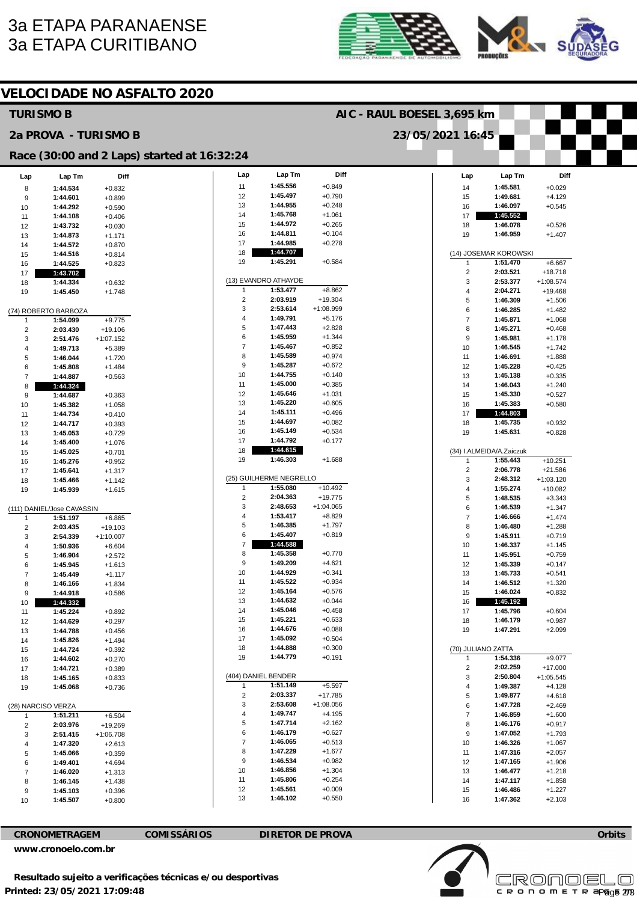3a ETAPA PARANAENSE
3a ETAPA CURITIBANO

## VELOCIDADE NO ASFALTO 2020

### TURISMO B

AIC - RAUL BOESEL 3,695 km

### 2a PROVA - TURISMO B

23/05/2021 16:45

### Race (30:00 and 2 Laps) started at 16:32:24

| Lap | Lap Tm | Diff |
|---|---|---|
| 8 | 1:44.534 | +0.832 |
| 9 | 1:44.601 | +0.899 |
| 10 | 1:44.292 | +0.590 |
| 11 | 1:44.108 | +0.406 |
| 12 | 1:43.732 | +0.030 |
| 13 | 1:44.873 | +1.171 |
| 14 | 1:44.572 | +0.870 |
| 15 | 1:44.516 | +0.814 |
| 16 | 1:44.525 | +0.823 |
| 17 | **1:43.702** | |
| 18 | 1:44.334 | +0.632 |
| 19 | 1:45.450 | +1.748 |

(74) ROBERTO BARBOZA

| Lap | Lap Tm | Diff |
|---|---|---|
| 1 | 1:54.099 | +9.775 |
| 2 | 2:03.430 | +19.106 |
| 3 | 2:51.476 | +1:07.152 |
| 4 | 1:49.713 | +5.389 |
| 5 | 1:46.044 | +1.720 |
| 6 | 1:45.808 | +1.484 |
| 7 | 1:44.887 | +0.563 |
| 8 | **1:44.324** | |
| 9 | 1:44.687 | +0.363 |
| 10 | 1:45.382 | +1.058 |
| 11 | 1:44.734 | +0.410 |
| 12 | 1:44.717 | +0.393 |
| 13 | 1:45.053 | +0.729 |
| 14 | 1:45.400 | +1.076 |
| 15 | 1:45.025 | +0.701 |
| 16 | 1:45.276 | +0.952 |
| 17 | 1:45.641 | +1.317 |
| 18 | 1:45.466 | +1.142 |
| 19 | 1:45.939 | +1.615 |

(111) DANIEL/Jose CAVASSIN

| Lap | Lap Tm | Diff |
|---|---|---|
| 1 | 1:51.197 | +6.865 |
| 2 | 2:03.435 | +19.103 |
| 3 | 2:54.339 | +1:10.007 |
| 4 | 1:50.936 | +6.604 |
| 5 | 1:46.904 | +2.572 |
| 6 | 1:45.945 | +1.613 |
| 7 | 1:45.449 | +1.117 |
| 8 | 1:46.166 | +1.834 |
| 9 | 1:44.918 | +0.586 |
| 10 | **1:44.332** | |
| 11 | 1:45.224 | +0.892 |
| 12 | 1:44.629 | +0.297 |
| 13 | 1:44.788 | +0.456 |
| 14 | 1:45.826 | +1.494 |
| 15 | 1:44.724 | +0.392 |
| 16 | 1:44.602 | +0.270 |
| 17 | 1:44.721 | +0.389 |
| 18 | 1:45.165 | +0.833 |
| 19 | 1:45.068 | +0.736 |

(28) NARCISO VERZA

| Lap | Lap Tm | Diff |
|---|---|---|
| 1 | 1:51.211 | +6.504 |
| 2 | 2:03.976 | +19.269 |
| 3 | 2:51.415 | +1:06.708 |
| 4 | 1:47.320 | +2.613 |
| 5 | 1:45.066 | +0.359 |
| 6 | 1:49.401 | +4.694 |
| 7 | 1:46.020 | +1.313 |
| 8 | 1:46.145 | +1.438 |
| 9 | 1:45.103 | +0.396 |
| 10 | 1:45.507 | +0.800 |
| 11 | 1:45.556 | +0.849 |
| 12 | 1:45.497 | +0.790 |
| 13 | 1:44.955 | +0.248 |
| 14 | 1:45.768 | +1.061 |
| 15 | 1:44.972 | +0.265 |
| 16 | 1:44.811 | +0.104 |
| 17 | 1:44.985 | +0.278 |
| 18 | **1:44.707** | |
| 19 | 1:45.291 | +0.584 |

(13) EVANDRO ATHAYDE

| Lap | Lap Tm | Diff |
|---|---|---|
| 1 | 1:53.477 | +8.862 |
| 2 | 2:03.919 | +19.304 |
| 3 | 2:53.614 | +1:08.999 |
| 4 | 1:49.791 | +5.176 |
| 5 | 1:47.443 | +2.828 |
| 6 | 1:45.959 | +1.344 |
| 7 | 1:45.467 | +0.852 |
| 8 | 1:45.589 | +0.974 |
| 9 | 1:45.287 | +0.672 |
| 10 | 1:44.755 | +0.140 |
| 11 | 1:45.000 | +0.385 |
| 12 | 1:45.646 | +1.031 |
| 13 | 1:45.220 | +0.605 |
| 14 | 1:45.111 | +0.496 |
| 15 | 1:44.697 | +0.082 |
| 16 | 1:45.149 | +0.534 |
| 17 | 1:44.792 | +0.177 |
| 18 | **1:44.615** | |
| 19 | 1:46.303 | +1.688 |

(25) GUILHERME NEGRELLO

| Lap | Lap Tm | Diff |
|---|---|---|
| 1 | 1:55.080 | +10.492 |
| 2 | 2:04.363 | +19.775 |
| 3 | 2:48.653 | +1:04.065 |
| 4 | 1:53.417 | +8.829 |
| 5 | 1:46.385 | +1.797 |
| 6 | 1:45.407 | +0.819 |
| 7 | **1:44.588** | |
| 8 | 1:45.358 | +0.770 |
| 9 | 1:49.209 | +4.621 |
| 10 | 1:44.929 | +0.341 |
| 11 | 1:45.522 | +0.934 |
| 12 | 1:45.164 | +0.576 |
| 13 | 1:44.632 | +0.044 |
| 14 | 1:45.046 | +0.458 |
| 15 | 1:45.221 | +0.633 |
| 16 | 1:44.676 | +0.088 |
| 17 | 1:45.092 | +0.504 |
| 18 | 1:44.888 | +0.300 |
| 19 | 1:44.779 | +0.191 |

(404) DANIEL BENDER

| Lap | Lap Tm | Diff |
|---|---|---|
| 1 | 1:51.149 | +5.597 |
| 2 | 2:03.337 | +17.785 |
| 3 | 2:53.608 | +1:08.056 |
| 4 | 1:49.747 | +4.195 |
| 5 | 1:47.714 | +2.162 |
| 6 | 1:46.179 | +0.627 |
| 7 | 1:46.065 | +0.513 |
| 8 | 1:47.229 | +1.677 |
| 9 | 1:46.534 | +0.982 |
| 10 | 1:46.856 | +1.304 |
| 11 | 1:45.806 | +0.254 |
| 12 | 1:45.561 | +0.009 |
| 13 | 1:46.102 | +0.550 |
| 14 | 1:45.581 | +0.029 |
| 15 | 1:49.681 | +4.129 |
| 16 | 1:46.097 | +0.545 |
| 17 | **1:45.552** | |
| 18 | 1:46.078 | +0.526 |
| 19 | 1:46.959 | +1.407 |

(14) JOSEMAR KOROWSKI

| Lap | Lap Tm | Diff |
|---|---|---|
| 1 | 1:51.470 | +6.667 |
| 2 | 2:03.521 | +18.718 |
| 3 | 2:53.377 | +1:08.574 |
| 4 | 2:04.271 | +19.468 |
| 5 | 1:46.309 | +1.506 |
| 6 | 1:46.285 | +1.482 |
| 7 | 1:45.871 | +1.068 |
| 8 | 1:45.271 | +0.468 |
| 9 | 1:45.981 | +1.178 |
| 10 | 1:46.545 | +1.742 |
| 11 | 1:46.691 | +1.888 |
| 12 | 1:45.228 | +0.425 |
| 13 | 1:45.138 | +0.335 |
| 14 | 1:46.043 | +1.240 |
| 15 | 1:45.330 | +0.527 |
| 16 | 1:45.383 | +0.580 |
| 17 | **1:44.803** | |
| 18 | 1:45.735 | +0.932 |
| 19 | 1:45.631 | +0.828 |

(34) I.ALMEIDA/A.Zaiczuk

| Lap | Lap Tm | Diff |
|---|---|---|
| 1 | 1:55.443 | +10.251 |
| 2 | 2:06.778 | +21.586 |
| 3 | 2:48.312 | +1:03.120 |
| 4 | 1:55.274 | +10.082 |
| 5 | 1:48.535 | +3.343 |
| 6 | 1:46.539 | +1.347 |
| 7 | 1:46.666 | +1.474 |
| 8 | 1:46.480 | +1.288 |
| 9 | 1:45.911 | +0.719 |
| 10 | 1:46.337 | +1.145 |
| 11 | 1:45.951 | +0.759 |
| 12 | 1:45.339 | +0.147 |
| 13 | 1:45.733 | +0.541 |
| 14 | 1:46.512 | +1.320 |
| 15 | 1:46.024 | +0.832 |
| 16 | **1:45.192** | |
| 17 | 1:45.796 | +0.604 |
| 18 | 1:46.179 | +0.987 |
| 19 | 1:47.291 | +2.099 |

(70) JULIANO ZATTA

| Lap | Lap Tm | Diff |
|---|---|---|
| 1 | 1:54.336 | +9.077 |
| 2 | 2:02.259 | +17.000 |
| 3 | 2:50.804 | +1:05.545 |
| 4 | 1:49.387 | +4.128 |
| 5 | 1:49.877 | +4.618 |
| 6 | 1:47.728 | +2.469 |
| 7 | 1:46.859 | +1.600 |
| 8 | 1:46.176 | +0.917 |
| 9 | 1:47.052 | +1.793 |
| 10 | 1:46.326 | +1.067 |
| 11 | 1:47.316 | +2.057 |
| 12 | 1:47.165 | +1.906 |
| 13 | 1:46.477 | +1.218 |
| 14 | 1:47.117 | +1.858 |
| 15 | 1:46.486 | +1.227 |
| 16 | 1:47.362 | +2.103 |

**CRONOMETRAGEM** **COMISSÁRIOS** **DIRETOR DE PROVA** **Orbits**

**www.cronoelo.com.br**

**Resultado sujeito a verificações técnicas e/ou desportivas**

**Printed: 23/05/2021 17:09:48**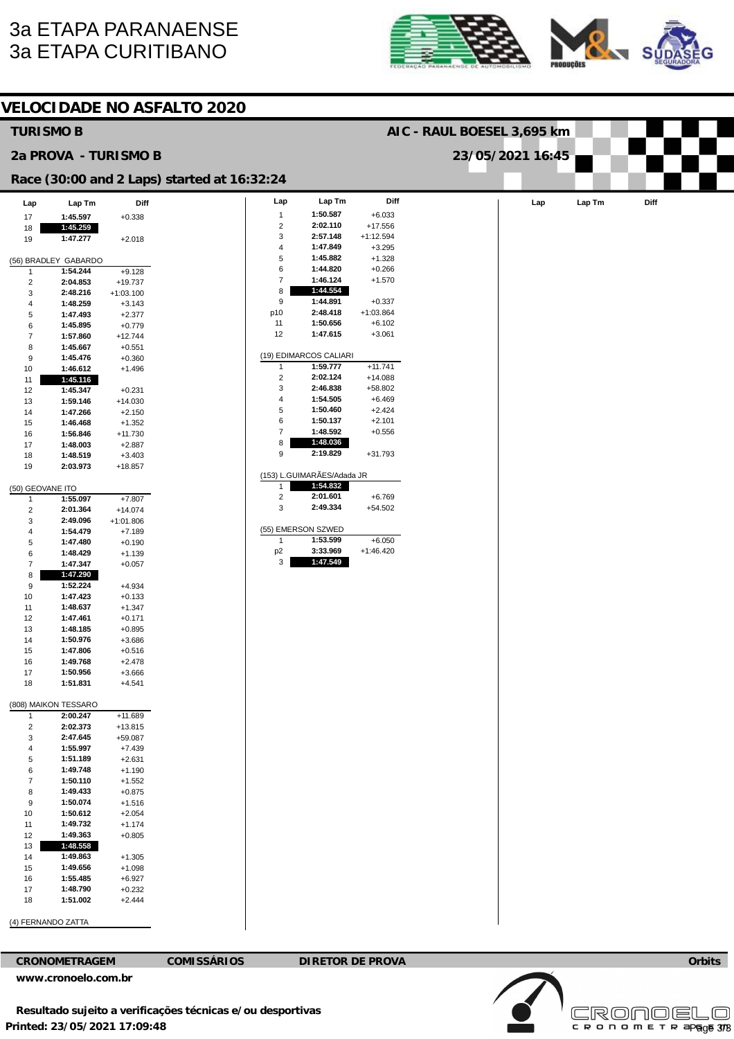3a ETAPA PARANAENSE
3a ETAPA CURITIBANO

## VELOCIDADE NO ASFALTO 2020

**TURISMO B** — **AIC - RAUL BOESEL 3,695 km**

**2a PROVA - TURISMO B** — **23/05/2021 16:45**

**Race (30:00 and 2 Laps) started at 16:32:24**

| Lap | Lap Tm | Diff |
|---|---|---|
| 17 | 1:45.597 | +0.338 |
| 18 | **1:45.259** | |
| 19 | 1:47.277 | +2.018 |

(56) BRADLEY GABARDO

| Lap | Lap Tm | Diff |
|---|---|---|
| 1 | 1:54.244 | +9.128 |
| 2 | 2:04.853 | +19.737 |
| 3 | 2:48.216 | +1:03.100 |
| 4 | 1:48.259 | +3.143 |
| 5 | 1:47.493 | +2.377 |
| 6 | 1:45.895 | +0.779 |
| 7 | 1:57.860 | +12.744 |
| 8 | 1:45.667 | +0.551 |
| 9 | 1:45.476 | +0.360 |
| 10 | 1:46.612 | +1.496 |
| 11 | **1:45.116** | |
| 12 | 1:45.347 | +0.231 |
| 13 | 1:59.146 | +14.030 |
| 14 | 1:47.266 | +2.150 |
| 15 | 1:46.468 | +1.352 |
| 16 | 1:56.846 | +11.730 |
| 17 | 1:48.003 | +2.887 |
| 18 | 1:48.519 | +3.403 |
| 19 | 2:03.973 | +18.857 |

(50) GEOVANE ITO

| Lap | Lap Tm | Diff |
|---|---|---|
| 1 | 1:55.097 | +7.807 |
| 2 | 2:01.364 | +14.074 |
| 3 | 2:49.096 | +1:01.806 |
| 4 | 1:54.479 | +7.189 |
| 5 | 1:47.480 | +0.190 |
| 6 | 1:48.429 | +1.139 |
| 7 | 1:47.347 | +0.057 |
| 8 | **1:47.290** | |
| 9 | 1:52.224 | +4.934 |
| 10 | 1:47.423 | +0.133 |
| 11 | 1:48.637 | +1.347 |
| 12 | 1:47.461 | +0.171 |
| 13 | 1:48.185 | +0.895 |
| 14 | 1:50.976 | +3.686 |
| 15 | 1:47.806 | +0.516 |
| 16 | 1:49.768 | +2.478 |
| 17 | 1:50.956 | +3.666 |
| 18 | 1:51.831 | +4.541 |

(808) MAIKON TESSARO

| Lap | Lap Tm | Diff |
|---|---|---|
| 1 | 2:00.247 | +11.689 |
| 2 | 2:02.373 | +13.815 |
| 3 | 2:47.645 | +59.087 |
| 4 | 1:55.997 | +7.439 |
| 5 | 1:51.189 | +2.631 |
| 6 | 1:49.748 | +1.190 |
| 7 | 1:50.110 | +1.552 |
| 8 | 1:49.433 | +0.875 |
| 9 | 1:50.074 | +1.516 |
| 10 | 1:50.612 | +2.054 |
| 11 | 1:49.732 | +1.174 |
| 12 | 1:49.363 | +0.805 |
| 13 | **1:48.558** | |
| 14 | 1:49.863 | +1.305 |
| 15 | 1:49.656 | +1.098 |
| 16 | 1:55.485 | +6.927 |
| 17 | 1:48.790 | +0.232 |
| 18 | 1:51.002 | +2.444 |

(4) FERNANDO ZATTA

| Lap | Lap Tm | Diff |
|---|---|---|
| 1 | 1:50.587 | +6.033 |
| 2 | 2:02.110 | +17.556 |
| 3 | 2:57.148 | +1:12.594 |
| 4 | 1:47.849 | +3.295 |
| 5 | 1:45.882 | +1.328 |
| 6 | 1:44.820 | +0.266 |
| 7 | 1:46.124 | +1.570 |
| 8 | **1:44.554** | |
| 9 | 1:44.891 | +0.337 |
| p10 | 2:48.418 | +1:03.864 |
| 11 | 1:50.656 | +6.102 |
| 12 | 1:47.615 | +3.061 |

(19) EDIMARCOS CALIARI

| Lap | Lap Tm | Diff |
|---|---|---|
| 1 | 1:59.777 | +11.741 |
| 2 | 2:02.124 | +14.088 |
| 3 | 2:46.838 | +58.802 |
| 4 | 1:54.505 | +6.469 |
| 5 | 1:50.460 | +2.424 |
| 6 | 1:50.137 | +2.101 |
| 7 | 1:48.592 | +0.556 |
| 8 | **1:48.036** | |
| 9 | 2:19.829 | +31.793 |

(153) L.GUIMARÃES/Adada JR

| Lap | Lap Tm | Diff |
|---|---|---|
| 1 | **1:54.832** | |
| 2 | 2:01.601 | +6.769 |
| 3 | 2:49.334 | +54.502 |

(55) EMERSON SZWED

| Lap | Lap Tm | Diff |
|---|---|---|
| 1 | 1:53.599 | +6.050 |
| p2 | 3:33.969 | +1:46.420 |
| 3 | **1:47.549** | |

**CRONOMETRAGEM** **COMISSÁRIOS** **DIRETOR DE PROVA** **Orbits**

www.cronoelo.com.br

**Resultado sujeito a verificações técnicas e/ou desportivas**

**Printed: 23/05/2021 17:09:48**